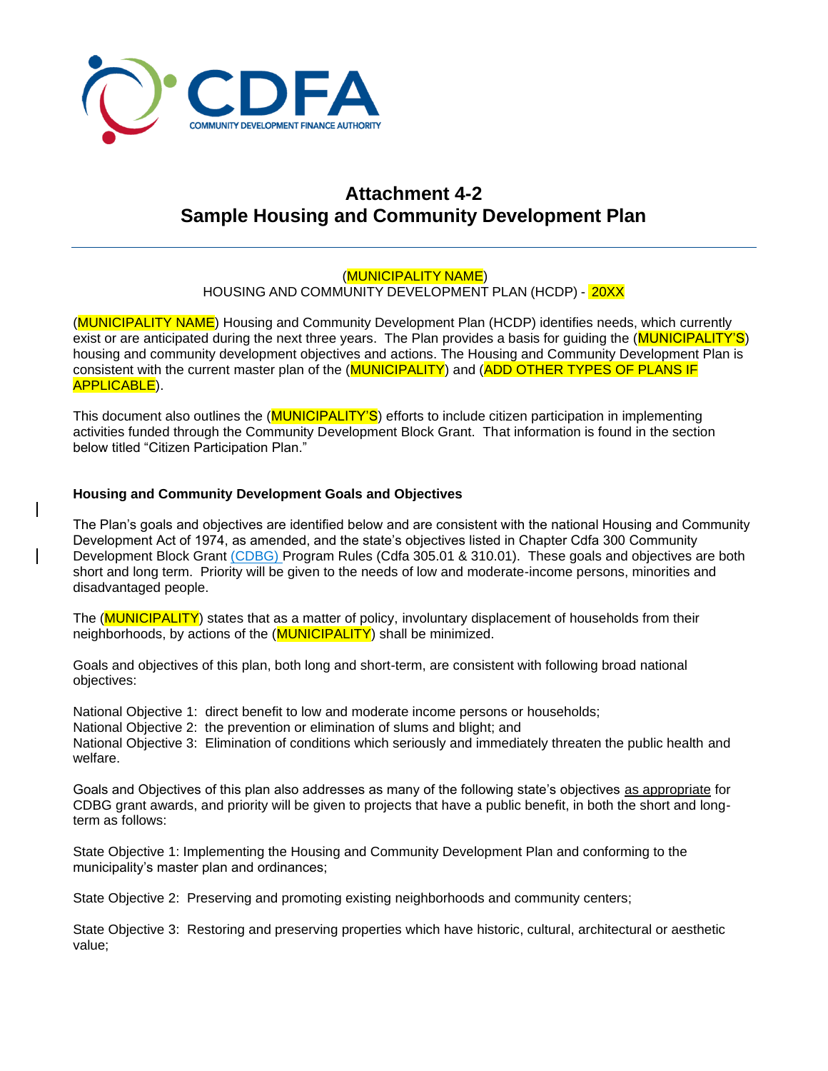# Attachment 4-2
# Sample Housing and Community Development Plan

(MUNICIPALITY NAME)
HOUSING AND COMMUNITY DEVELOPMENT PLAN (HCDP) - 20XX

(MUNICIPALITY NAME) Housing and Community Development Plan (HCDP) identifies needs, which currently exist or are anticipated during the next three years. The Plan provides a basis for guiding the (MUNICIPALITY'S) housing and community development objectives and actions. The Housing and Community Development Plan is consistent with the current master plan of the (MUNICIPALITY) and (ADD OTHER TYPES OF PLANS IF APPLICABLE).

This document also outlines the (MUNICIPALITY'S) efforts to include citizen participation in implementing activities funded through the Community Development Block Grant. That information is found in the section below titled "Citizen Participation Plan."

**Housing and Community Development Goals and Objectives**

The Plan's goals and objectives are identified below and are consistent with the national Housing and Community Development Act of 1974, as amended, and the state's objectives listed in Chapter Cdfa 300 Community Development Block Grant (CDBG) Program Rules (Cdfa 305.01 & 310.01). These goals and objectives are both short and long term. Priority will be given to the needs of low and moderate-income persons, minorities and disadvantaged people.

The (MUNICIPALITY) states that as a matter of policy, involuntary displacement of households from their neighborhoods, by actions of the (MUNICIPALITY) shall be minimized.

Goals and objectives of this plan, both long and short-term, are consistent with following broad national objectives:

National Objective 1: direct benefit to low and moderate income persons or households;
National Objective 2: the prevention or elimination of slums and blight; and
National Objective 3: Elimination of conditions which seriously and immediately threaten the public health and welfare.

Goals and Objectives of this plan also addresses as many of the following state's objectives as appropriate for CDBG grant awards, and priority will be given to projects that have a public benefit, in both the short and long-term as follows:

State Objective 1: Implementing the Housing and Community Development Plan and conforming to the municipality's master plan and ordinances;

State Objective 2: Preserving and promoting existing neighborhoods and community centers;

State Objective 3: Restoring and preserving properties which have historic, cultural, architectural or aesthetic value;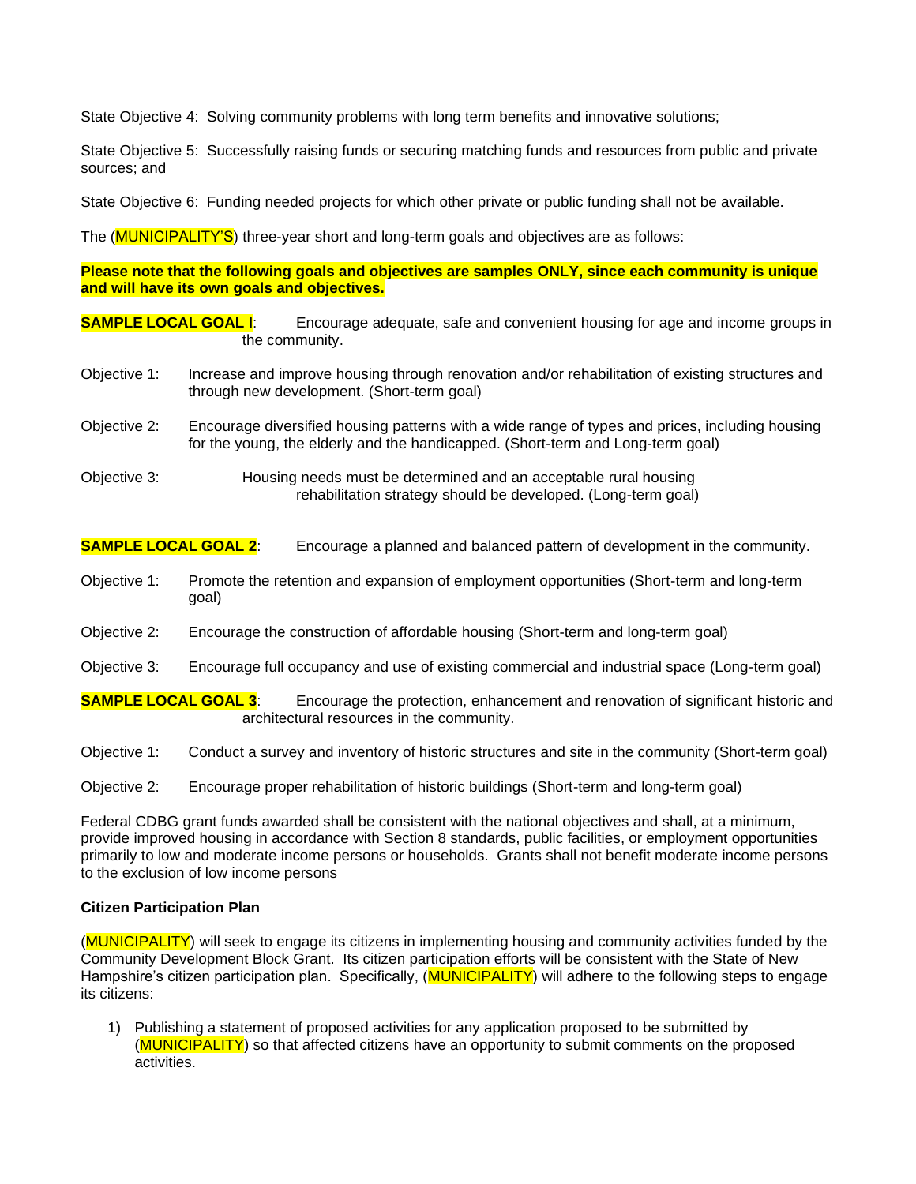State Objective 4: Solving community problems with long term benefits and innovative solutions;

State Objective 5: Successfully raising funds or securing matching funds and resources from public and private sources; and

State Objective 6: Funding needed projects for which other private or public funding shall not be available.

The (MUNICIPALITY'S) three-year short and long-term goals and objectives are as follows:

**Please note that the following goals and objectives are samples ONLY, since each community is unique and will have its own goals and objectives.**

**SAMPLE LOCAL GOAL I**: Encourage adequate, safe and convenient housing for age and income groups in the community.

Objective 1: Increase and improve housing through renovation and/or rehabilitation of existing structures and through new development. (Short-term goal)

Objective 2: Encourage diversified housing patterns with a wide range of types and prices, including housing for the young, the elderly and the handicapped. (Short-term and Long-term goal)

Objective 3: Housing needs must be determined and an acceptable rural housing rehabilitation strategy should be developed. (Long-term goal)

**SAMPLE LOCAL GOAL 2**: Encourage a planned and balanced pattern of development in the community.

Objective 1: Promote the retention and expansion of employment opportunities (Short-term and long-term goal)

Objective 2: Encourage the construction of affordable housing (Short-term and long-term goal)

Objective 3: Encourage full occupancy and use of existing commercial and industrial space (Long-term goal)

**SAMPLE LOCAL GOAL 3**: Encourage the protection, enhancement and renovation of significant historic and architectural resources in the community.

Objective 1: Conduct a survey and inventory of historic structures and site in the community (Short-term goal)

Objective 2: Encourage proper rehabilitation of historic buildings (Short-term and long-term goal)

Federal CDBG grant funds awarded shall be consistent with the national objectives and shall, at a minimum, provide improved housing in accordance with Section 8 standards, public facilities, or employment opportunities primarily to low and moderate income persons or households. Grants shall not benefit moderate income persons to the exclusion of low income persons

**Citizen Participation Plan**

(MUNICIPALITY) will seek to engage its citizens in implementing housing and community activities funded by the Community Development Block Grant. Its citizen participation efforts will be consistent with the State of New Hampshire's citizen participation plan. Specifically, (MUNICIPALITY) will adhere to the following steps to engage its citizens:

1) Publishing a statement of proposed activities for any application proposed to be submitted by (MUNICIPALITY) so that affected citizens have an opportunity to submit comments on the proposed activities.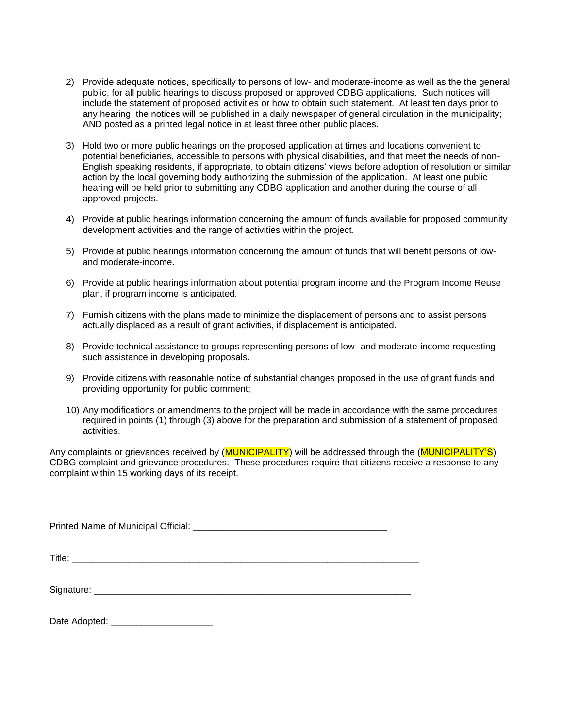2) Provide adequate notices, specifically to persons of low- and moderate-income as well as the the general public, for all public hearings to discuss proposed or approved CDBG applications. Such notices will include the statement of proposed activities or how to obtain such statement. At least ten days prior to any hearing, the notices will be published in a daily newspaper of general circulation in the municipality; AND posted as a printed legal notice in at least three other public places.

3) Hold two or more public hearings on the proposed application at times and locations convenient to potential beneficiaries, accessible to persons with physical disabilities, and that meet the needs of non-English speaking residents, if appropriate, to obtain citizens' views before adoption of resolution or similar action by the local governing body authorizing the submission of the application. At least one public hearing will be held prior to submitting any CDBG application and another during the course of all approved projects.

4) Provide at public hearings information concerning the amount of funds available for proposed community development activities and the range of activities within the project.

5) Provide at public hearings information concerning the amount of funds that will benefit persons of low- and moderate-income.

6) Provide at public hearings information about potential program income and the Program Income Reuse plan, if program income is anticipated.

7) Furnish citizens with the plans made to minimize the displacement of persons and to assist persons actually displaced as a result of grant activities, if displacement is anticipated.

8) Provide technical assistance to groups representing persons of low- and moderate-income requesting such assistance in developing proposals.

9) Provide citizens with reasonable notice of substantial changes proposed in the use of grant funds and providing opportunity for public comment;

10) Any modifications or amendments to the project will be made in accordance with the same procedures required in points (1) through (3) above for the preparation and submission of a statement of proposed activities.

Any complaints or grievances received by (MUNICIPALITY) will be addressed through the (MUNICIPALITY'S) CDBG complaint and grievance procedures. These procedures require that citizens receive a response to any complaint within 15 working days of its receipt.

Printed Name of Municipal Official: ______________________________________

Title: ___________________________________________________________________

Signature: _______________________________________________________________

Date Adopted: ____________________